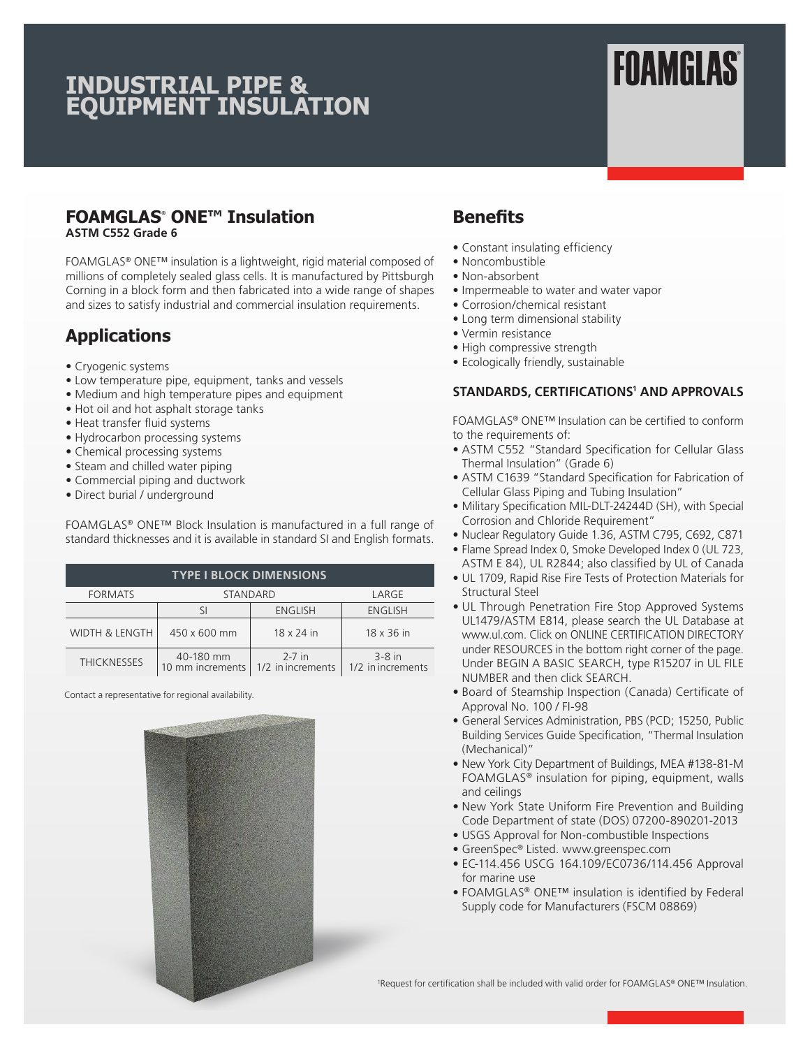# INDUSTRIAL PIPE & EQUIPMENT INSULATION

FOAMGLAS®

## FOAMGLAS® ONE™ Insulation

**ASTM C552 Grade 6**

FOAMGLAS® ONE™ insulation is a lightweight, rigid material composed of millions of completely sealed glass cells. It is manufactured by Pittsburgh Corning in a block form and then fabricated into a wide range of shapes and sizes to satisfy industrial and commercial insulation requirements.

## Applications

- Cryogenic systems
- Low temperature pipe, equipment, tanks and vessels
- Medium and high temperature pipes and equipment
- Hot oil and hot asphalt storage tanks
- Heat transfer fluid systems
- Hydrocarbon processing systems
- Chemical processing systems
- Steam and chilled water piping
- Commercial piping and ductwork
- Direct burial / underground

FOAMGLAS® ONE™ Block Insulation is manufactured in a full range of standard thicknesses and it is available in standard SI and English formats.

| TYPE I BLOCK DIMENSIONS | | | |
|---|---|---|---|
| FORMATS | STANDARD | | LARGE |
| | SI | ENGLISH | ENGLISH |
| WIDTH & LENGTH | 450 x 600 mm | 18 x 24 in | 18 x 36 in |
| THICKNESSES | 40-180 mm 10 mm increments | 2-7 in 1/2 in increments | 3-8 in 1/2 in increments |

Contact a representative for regional availability.

## Benefits

- Constant insulating efficiency
- Noncombustible
- Non-absorbent
- Impermeable to water and water vapor
- Corrosion/chemical resistant
- Long term dimensional stability
- Vermin resistance
- High compressive strength
- Ecologically friendly, sustainable

### STANDARDS, CERTIFICATIONS[1] AND APPROVALS

FOAMGLAS® ONE™ Insulation can be certified to conform to the requirements of:

- ASTM C552 "Standard Specification for Cellular Glass Thermal Insulation" (Grade 6)
- ASTM C1639 "Standard Specification for Fabrication of Cellular Glass Piping and Tubing Insulation"
- Military Specification MIL-DLT-24244D (SH), with Special Corrosion and Chloride Requirement"
- Nuclear Regulatory Guide 1.36, ASTM C795, C692, C871
- Flame Spread Index 0, Smoke Developed Index 0 (UL 723, ASTM E 84), UL R2844; also classified by UL of Canada
- UL 1709, Rapid Rise Fire Tests of Protection Materials for Structural Steel
- UL Through Penetration Fire Stop Approved Systems UL1479/ASTM E814, please search the UL Database at www.ul.com. Click on ONLINE CERTIFICATION DIRECTORY under RESOURCES in the bottom right corner of the page. Under BEGIN A BASIC SEARCH, type R15207 in UL FILE NUMBER and then click SEARCH.
- Board of Steamship Inspection (Canada) Certificate of Approval No. 100 / FI-98
- General Services Administration, PBS (PCD; 15250, Public Building Services Guide Specification, "Thermal Insulation (Mechanical)"
- New York City Department of Buildings, MEA #138-81-M FOAMGLAS® insulation for piping, equipment, walls and ceilings
- New York State Uniform Fire Prevention and Building Code Department of state (DOS) 07200-890201-2013
- USGS Approval for Non-combustible Inspections
- GreenSpec® Listed. www.greenspec.com
- EC-114.456 USCG 164.109/EC0736/114.456 Approval for marine use
- FOAMGLAS® ONE™ insulation is identified by Federal Supply code for Manufacturers (FSCM 08869)

[1]Request for certification shall be included with valid order for FOAMGLAS® ONE™ Insulation.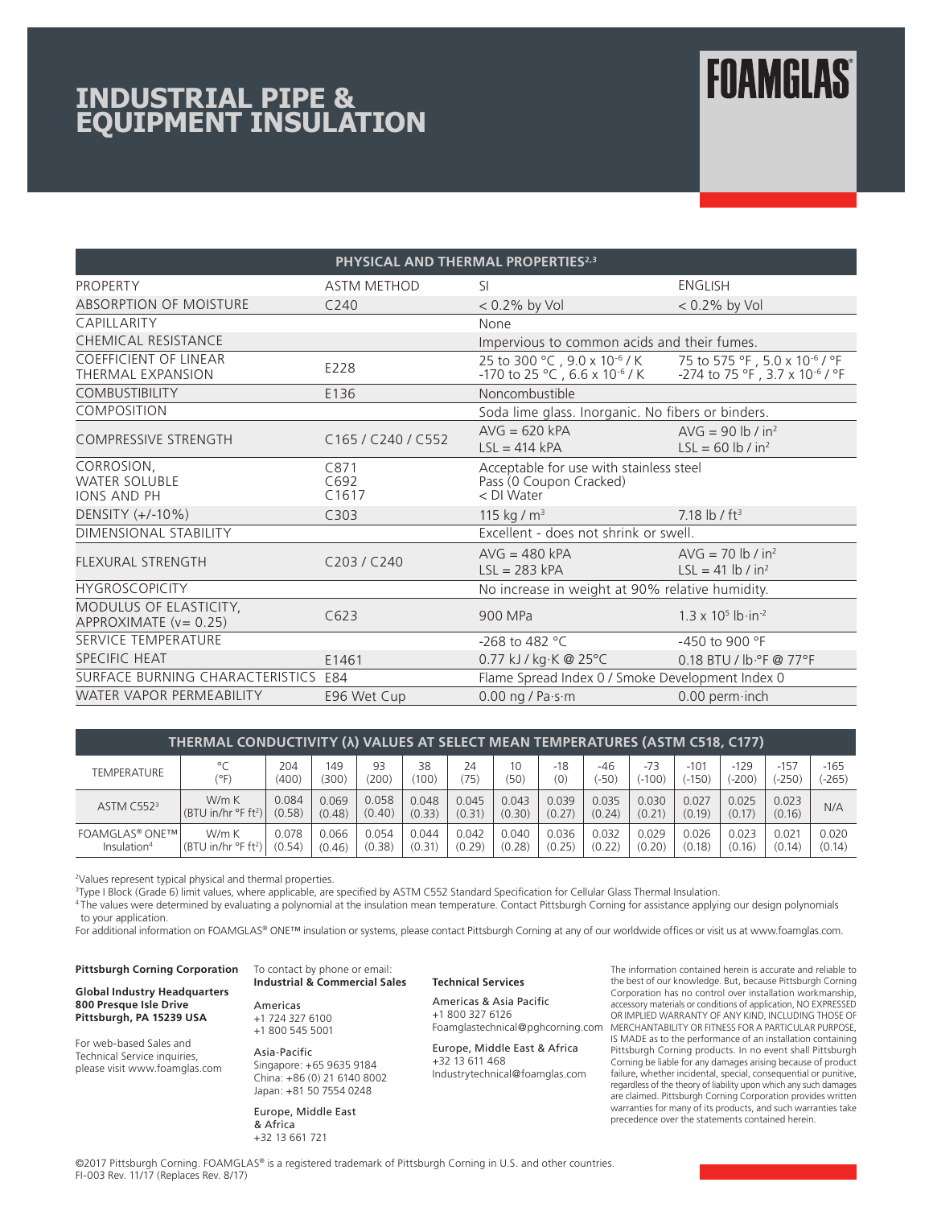# INDUSTRIAL PIPE & EQUIPMENT INSULATION

FOAMGLAS®

| PHYSICAL AND THERMAL PROPERTIES[2,3] | | | |
|---|---|---|---|
| PROPERTY | ASTM METHOD | SI | ENGLISH |
| ABSORPTION OF MOISTURE | C240 | < 0.2% by Vol | < 0.2% by Vol |
| CAPILLARITY | | None | |
| CHEMICAL RESISTANCE | | Impervious to common acids and their fumes. | |
| COEFFICIENT OF LINEAR THERMAL EXPANSION | E228 | 25 to 300 °C , 9.0 x $10^{-6}$ / K<br>-170 to 25 °C , 6.6 x $10^{-6}$ / K | 75 to 575 °F , 5.0 x $10^{-6}$ / °F<br>-274 to 75 °F , 3.7 x $10^{-6}$ / °F |
| COMBUSTIBILITY | E136 | Noncombustible | |
| COMPOSITION | | Soda lime glass. Inorganic. No fibers or binders. | |
| COMPRESSIVE STRENGTH | C165 / C240 / C552 | AVG = 620 kPA<br>LSL = 414 kPA | AVG = 90 lb / $in^2$<br>LSL = 60 lb / $in^2$ |
| CORROSION, WATER SOLUBLE IONS AND PH | C871<br>C692<br>C1617 | Acceptable for use with stainless steel<br>Pass (0 Coupon Cracked)<br>< DI Water | |
| DENSITY (+/-10%) | C303 | 115 kg / $m^3$ | 7.18 lb / $ft^3$ |
| DIMENSIONAL STABILITY | | Excellent - does not shrink or swell. | |
| FLEXURAL STRENGTH | C203 / C240 | AVG = 480 kPA<br>LSL = 283 kPA | AVG = 70 lb / $in^2$<br>LSL = 41 lb / $in^2$ |
| HYGROSCOPICITY | | No increase in weight at 90% relative humidity. | |
| MODULUS OF ELASTICITY, APPROXIMATE (v= 0.25) | C623 | 900 MPa | 1.3 x $10^5$ lb·$in^{-2}$ |
| SERVICE TEMPERATURE | | -268 to 482 °C | -450 to 900 °F |
| SPECIFIC HEAT | E1461 | 0.77 kJ / kg·K @ 25°C | 0.18 BTU / lb·°F @ 77°F |
| SURFACE BURNING CHARACTERISTICS | E84 | Flame Spread Index 0 / Smoke Development Index 0 | |
| WATER VAPOR PERMEABILITY | E96 Wet Cup | 0.00 ng / Pa·s·m | 0.00 perm·inch |

| THERMAL CONDUCTIVITY (λ) VALUES AT SELECT MEAN TEMPERATURES (ASTM C518, C177) | | | | | | | | | | | | | | |
|---|---|---|---|---|---|---|---|---|---|---|---|---|---|---|
| TEMPERATURE | °C<br>(°F) | 204<br>(400) | 149<br>(300) | 93<br>(200) | 38<br>(100) | 24<br>(75) | 10<br>(50) | -18<br>(0) | -46<br>(-50) | -73<br>(-100) | -101<br>(-150) | -129<br>(-200) | -157<br>(-250) | -165<br>(-265) |
| ASTM C552[3] | W/m K<br>(BTU in/hr °F $ft^2$) | 0.084<br>(0.58) | 0.069<br>(0.48) | 0.058<br>(0.40) | 0.048<br>(0.33) | 0.045<br>(0.31) | 0.043<br>(0.30) | 0.039<br>(0.27) | 0.035<br>(0.24) | 0.030<br>(0.21) | 0.027<br>(0.19) | 0.025<br>(0.17) | 0.023<br>(0.16) | N/A |
| FOAMGLAS® ONE™ Insulation[4] | W/m K<br>(BTU in/hr °F $ft^2$) | 0.078<br>(0.54) | 0.066<br>(0.46) | 0.054<br>(0.38) | 0.044<br>(0.31) | 0.042<br>(0.29) | 0.040<br>(0.28) | 0.036<br>(0.25) | 0.032<br>(0.22) | 0.029<br>(0.20) | 0.026<br>(0.18) | 0.023<br>(0.16) | 0.021<br>(0.14) | 0.020<br>(0.14) |

[2]Values represent typical physical and thermal properties.
[3]Type I Block (Grade 6) limit values, where applicable, are specified by ASTM C552 Standard Specification for Cellular Glass Thermal Insulation.
[4]The values were determined by evaluating a polynomial at the insulation mean temperature. Contact Pittsburgh Corning for assistance applying our design polynomials to your application.
For additional information on FOAMGLAS® ONE™ insulation or systems, please contact Pittsburgh Corning at any of our worldwide offices or visit us at www.foamglas.com.

**Pittsburgh Corning Corporation**

**Global Industry Headquarters**
**800 Presque Isle Drive**
**Pittsburgh, PA 15239 USA**

For web-based Sales and Technical Service inquiries, please visit www.foamglas.com

To contact by phone or email:
**Industrial & Commercial Sales**

Americas
+1 724 327 6100
+1 800 545 5001

Asia-Pacific
Singapore: +65 9635 9184
China: +86 (0) 21 6140 8002
Japan: +81 50 7554 0248

Europe, Middle East & Africa
+32 13 661 721

**Technical Services**

Americas & Asia Pacific
+1 800 327 6126
Foamglastechnical@pghcorning.com

Europe, Middle East & Africa
+32 13 611 468
Industrytechnical@foamglas.com

The information contained herein is accurate and reliable to the best of our knowledge. But, because Pittsburgh Corning Corporation has no control over installation workmanship, accessory materials or conditions of application, NO EXPRESSED OR IMPLIED WARRANTY OF ANY KIND, INCLUDING THOSE OF MERCHANTABILITY OR FITNESS FOR A PARTICULAR PURPOSE, IS MADE as to the performance of an installation containing Pittsburgh Corning products. In no event shall Pittsburgh Corning be liable for any damages arising because of product failure, whether incidental, special, consequential or punitive, regardless of the theory of liability upon which any such damages are claimed. Pittsburgh Corning Corporation provides written warranties for many of its products, and such warranties take precedence over the statements contained herein.

©2017 Pittsburgh Corning. FOAMGLAS® is a registered trademark of Pittsburgh Corning in U.S. and other countries.
FI-003 Rev. 11/17 (Replaces Rev. 8/17)